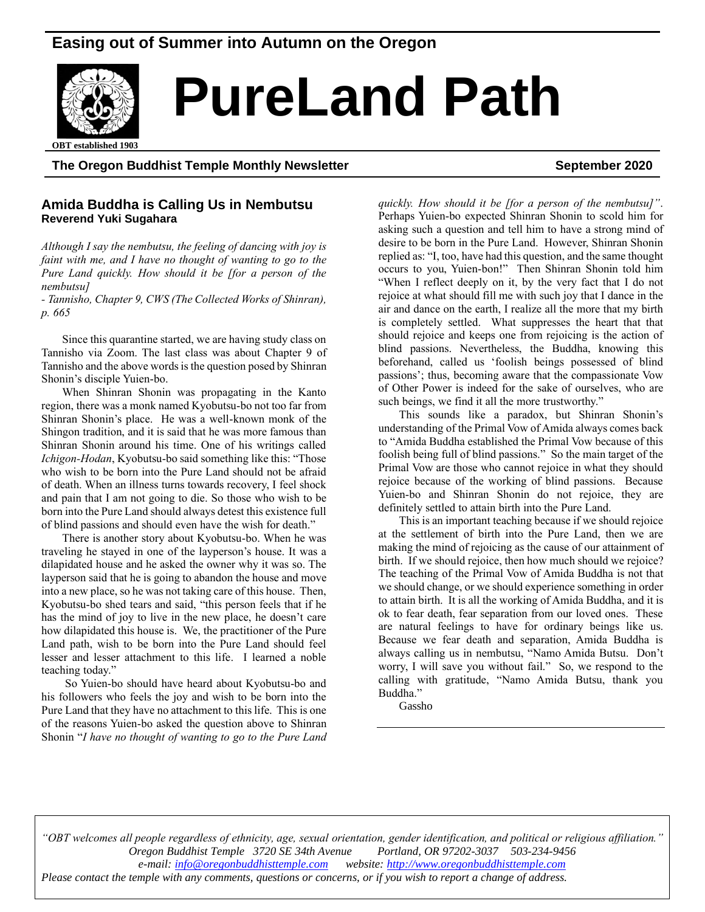Easing out of Summer into Autumn on the Oregon

# PureLand Path

OBT established 1903

**The Oregon Buddhist Temple Monthly Newsletter** **September 2020**

## Amida Buddha is Calling Us in Nembutsu

**Reverend Yuki Sugahara**

*Although I say the nembutsu, the feeling of dancing with joy is faint with me, and I have no thought of wanting to go to the Pure Land quickly. How should it be [for a person of the nembutsu]*

*- Tannisho, Chapter 9, CWS (The Collected Works of Shinran), p. 665*

Since this quarantine started, we are having study class on Tannisho via Zoom. The last class was about Chapter 9 of Tannisho and the above words is the question posed by Shinran Shonin's disciple Yuien-bo.

When Shinran Shonin was propagating in the Kanto region, there was a monk named Kyobutsu-bo not too far from Shinran Shonin's place. He was a well-known monk of the Shingon tradition, and it is said that he was more famous than Shinran Shonin around his time. One of his writings called *Ichigon-Hodan*, Kyobutsu-bo said something like this: "Those who wish to be born into the Pure Land should not be afraid of death. When an illness turns towards recovery, I feel shock and pain that I am not going to die. So those who wish to be born into the Pure Land should always detest this existence full of blind passions and should even have the wish for death."

There is another story about Kyobutsu-bo. When he was traveling he stayed in one of the layperson's house. It was a dilapidated house and he asked the owner why it was so. The layperson said that he is going to abandon the house and move into a new place, so he was not taking care of this house. Then, Kyobutsu-bo shed tears and said, "this person feels that if he has the mind of joy to live in the new place, he doesn't care how dilapidated this house is. We, the practitioner of the Pure Land path, wish to be born into the Pure Land should feel lesser and lesser attachment to this life. I learned a noble teaching today."

So Yuien-bo should have heard about Kyobutsu-bo and his followers who feels the joy and wish to be born into the Pure Land that they have no attachment to this life. This is one of the reasons Yuien-bo asked the question above to Shinran Shonin "*I have no thought of wanting to go to the Pure Land quickly. How should it be [for a person of the nembutsu]*". Perhaps Yuien-bo expected Shinran Shonin to scold him for asking such a question and tell him to have a strong mind of desire to be born in the Pure Land. However, Shinran Shonin replied as: "I, too, have had this question, and the same thought occurs to you, Yuien-bon!" Then Shinran Shonin told him "When I reflect deeply on it, by the very fact that I do not rejoice at what should fill me with such joy that I dance in the air and dance on the earth, I realize all the more that my birth is completely settled. What suppresses the heart that that should rejoice and keeps one from rejoicing is the action of blind passions. Nevertheless, the Buddha, knowing this beforehand, called us 'foolish beings possessed of blind passions'; thus, becoming aware that the compassionate Vow of Other Power is indeed for the sake of ourselves, who are such beings, we find it all the more trustworthy."

This sounds like a paradox, but Shinran Shonin's understanding of the Primal Vow of Amida always comes back to "Amida Buddha established the Primal Vow because of this foolish being full of blind passions." So the main target of the Primal Vow are those who cannot rejoice in what they should rejoice because of the working of blind passions. Because Yuien-bo and Shinran Shonin do not rejoice, they are definitely settled to attain birth into the Pure Land.

This is an important teaching because if we should rejoice at the settlement of birth into the Pure Land, then we are making the mind of rejoicing as the cause of our attainment of birth. If we should rejoice, then how much should we rejoice? The teaching of the Primal Vow of Amida Buddha is not that we should change, or we should experience something in order to attain birth. It is all the working of Amida Buddha, and it is ok to fear death, fear separation from our loved ones. These are natural feelings to have for ordinary beings like us. Because we fear death and separation, Amida Buddha is always calling us in nembutsu, "Namo Amida Butsu. Don't worry, I will save you without fail." So, we respond to the calling with gratitude, "Namo Amida Butsu, thank you Buddha."

Gassho

---

*"OBT welcomes all people regardless of ethnicity, age, sexual orientation, gender identification, and political or religious affiliation."*
*Oregon Buddhist Temple 3720 SE 34th Avenue Portland, OR 97202-3037 503-234-9456*
*e-mail: info@oregonbuddhisttemple.com website: http://www.oregonbuddhisttemple.com*
*Please contact the temple with any comments, questions or concerns, or if you wish to report a change of address.*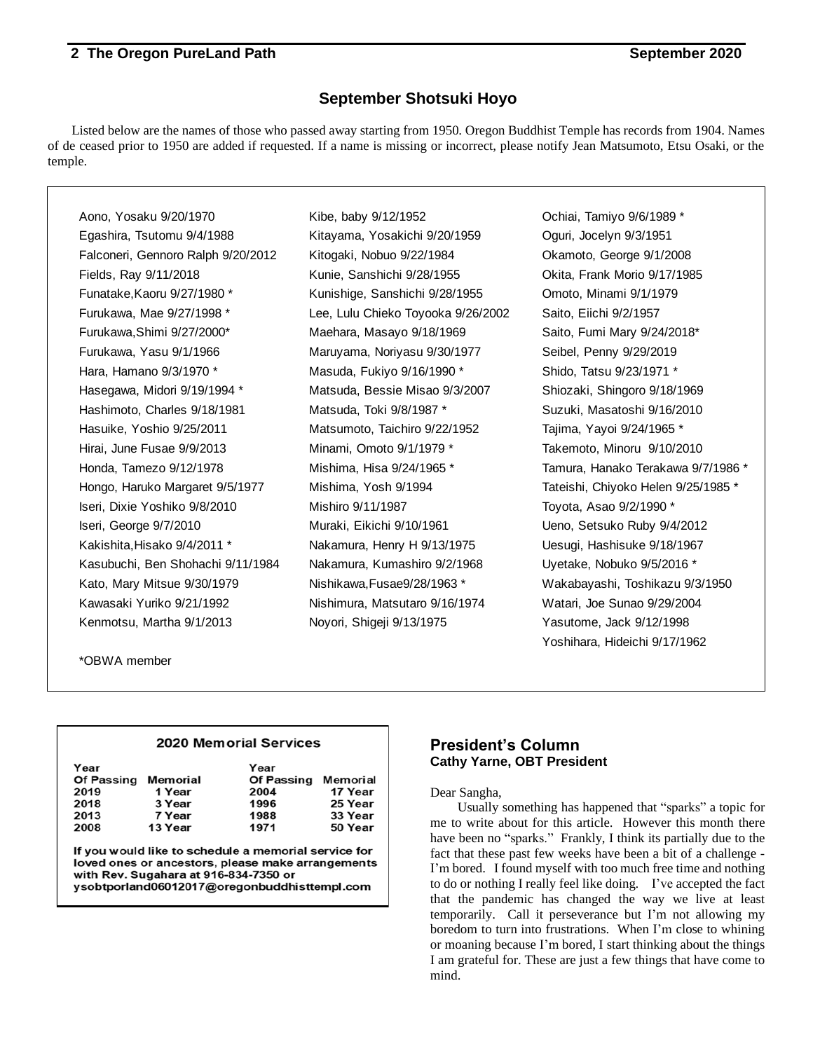## September Shotsuki Hoyo

Listed below are the names of those who passed away starting from 1950. Oregon Buddhist Temple has records from 1904. Names of de ceased prior to 1950 are added if requested. If a name is missing or incorrect, please notify Jean Matsumoto, Etsu Osaki, or the temple.

Aono, Yosaku 9/20/1970
Egashira, Tsutomu 9/4/1988
Falconeri, Gennoro Ralph 9/20/2012
Fields, Ray 9/11/2018
Funatake,Kaoru 9/27/1980 *
Furukawa, Mae 9/27/1998 *
Furukawa,Shimi 9/27/2000*
Furukawa, Yasu 9/1/1966
Hara, Hamano 9/3/1970 *
Hasegawa, Midori 9/19/1994 *
Hashimoto, Charles 9/18/1981
Hasuike, Yoshio 9/25/2011
Hirai, June Fusae 9/9/2013
Honda, Tamezo 9/12/1978
Hongo, Haruko Margaret 9/5/1977
Iseri, Dixie Yoshiko 9/8/2010
Iseri, George 9/7/2010
Kakishita,Hisako 9/4/2011 *
Kasubuchi, Ben Shohachi 9/11/1984
Kato, Mary Mitsue 9/30/1979
Kawasaki Yuriko 9/21/1992
Kenmotsu, Martha 9/1/2013
Kibe, baby 9/12/1952
Kitayama, Yosakichi 9/20/1959
Kitogaki, Nobuo 9/22/1984
Kunie, Sanshichi 9/28/1955
Kunishige, Sanshichi 9/28/1955
Lee, Lulu Chieko Toyooka 9/26/2002
Maehara, Masayo 9/18/1969
Maruyama, Noriyasu 9/30/1977
Masuda, Fukiyo 9/16/1990 *
Matsuda, Bessie Misao 9/3/2007
Matsuda, Toki 9/8/1987 *
Matsumoto, Taichiro 9/22/1952
Minami, Omoto 9/1/1979 *
Mishima, Hisa 9/24/1965 *
Mishima, Yosh 9/1994
Mishiro 9/11/1987
Muraki, Eikichi 9/10/1961
Nakamura, Henry H 9/13/1975
Nakamura, Kumashiro 9/2/1968
Nishikawa,Fusae9/28/1963 *
Nishimura, Matsutaro 9/16/1974
Noyori, Shigeji 9/13/1975
Ochiai, Tamiyo 9/6/1989 *
Oguri, Jocelyn 9/3/1951
Okamoto, George 9/1/2008
Okita, Frank Morio 9/17/1985
Omoto, Minami 9/1/1979
Saito, Eiichi 9/2/1957
Saito, Fumi Mary 9/24/2018*
Seibel, Penny 9/29/2019
Shido, Tatsu 9/23/1971 *
Shiozaki, Shingoro 9/18/1969
Suzuki, Masatoshi 9/16/2010
Tajima, Yayoi 9/24/1965 *
Takemoto, Minoru 9/10/2010
Tamura, Hanako Terakawa 9/7/1986 *
Tateishi, Chiyoko Helen 9/25/1985 *
Toyota, Asao 9/2/1990 *
Ueno, Setsuko Ruby 9/4/2012
Uesugi, Hashisuke 9/18/1967
Uyetake, Nobuko 9/5/2016 *
Wakabayashi, Toshikazu 9/3/1950
Watari, Joe Sunao 9/29/2004
Yasutome, Jack 9/12/1998
Yoshihara, Hideichi 9/17/1962

*OBWA member

### 2020 Memorial Services

| Year Of Passing | Memorial | Year Of Passing | Memorial |
|---|---|---|---|
| 2019 | 1 Year | 2004 | 17 Year |
| 2018 | 3 Year | 1996 | 25 Year |
| 2013 | 7 Year | 1988 | 33 Year |
| 2008 | 13 Year | 1971 | 50 Year |

**If you would like to schedule a memorial service for loved ones or ancestors, please make arrangements with Rev. Sugahara at 916-834-7350 or ysobtporland06012017@oregonbuddhisttempl.com**

## President's Column
**Cathy Yarne, OBT President**

Dear Sangha,

Usually something has happened that "sparks" a topic for me to write about for this article. However this month there have been no "sparks." Frankly, I think its partially due to the fact that these past few weeks have been a bit of a challenge - I'm bored. I found myself with too much free time and nothing to do or nothing I really feel like doing. I've accepted the fact that the pandemic has changed the way we live at least temporarily. Call it perseverance but I'm not allowing my boredom to turn into frustrations. When I'm close to whining or moaning because I'm bored, I start thinking about the things I am grateful for. These are just a few things that have come to mind.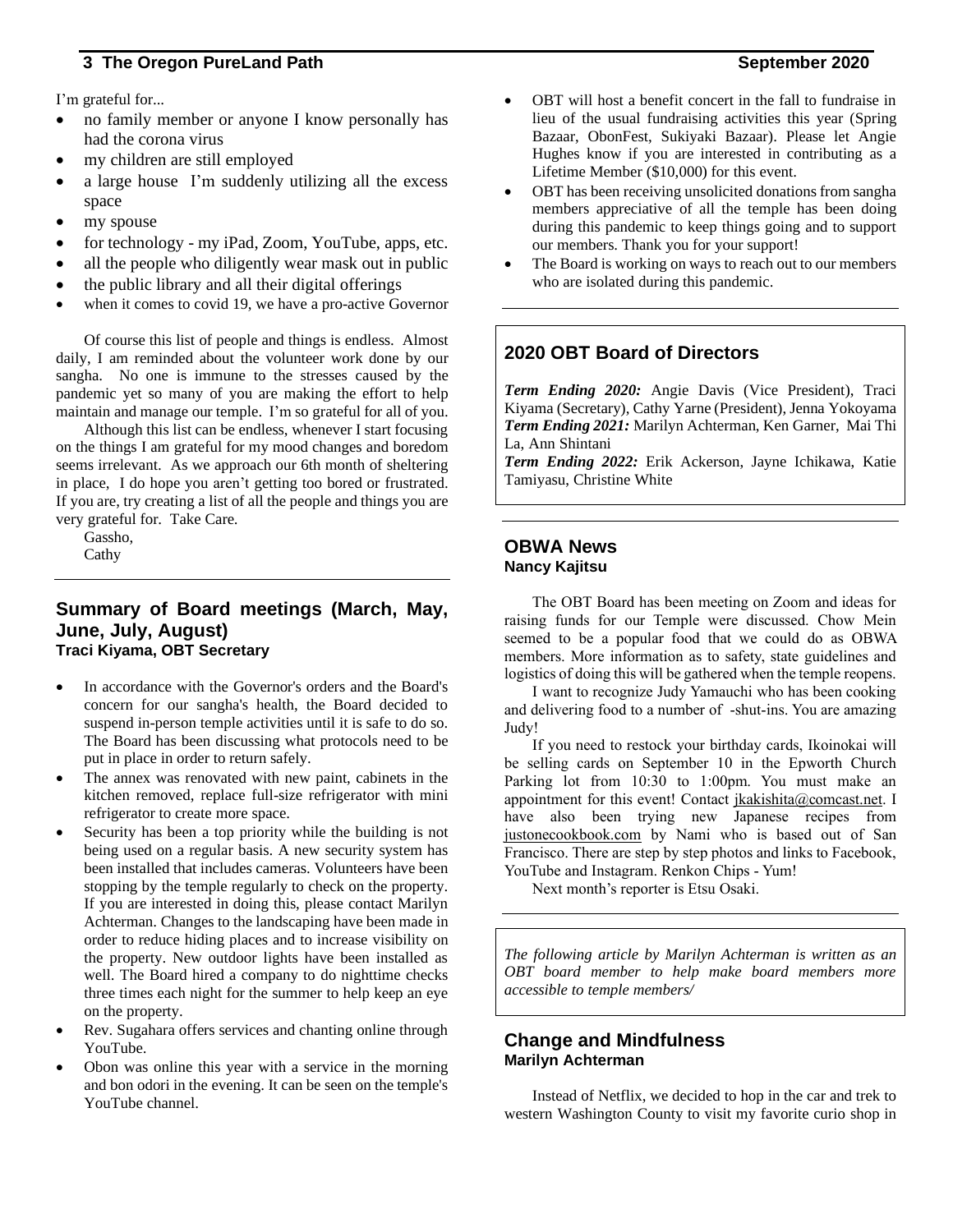I'm grateful for...

- no family member or anyone I know personally has had the corona virus
- my children are still employed
- a large house I'm suddenly utilizing all the excess space
- my spouse
- for technology - my iPad, Zoom, YouTube, apps, etc.
- all the people who diligently wear mask out in public
- the public library and all their digital offerings
- when it comes to covid 19, we have a pro-active Governor

Of course this list of people and things is endless. Almost daily, I am reminded about the volunteer work done by our sangha. No one is immune to the stresses caused by the pandemic yet so many of you are making the effort to help maintain and manage our temple. I'm so grateful for all of you.

Although this list can be endless, whenever I start focusing on the things I am grateful for my mood changes and boredom seems irrelevant. As we approach our 6th month of sheltering in place, I do hope you aren't getting too bored or frustrated. If you are, try creating a list of all the people and things you are very grateful for. Take Care.

Gassho,
Cathy

## Summary of Board meetings (March, May, June, July, August)

**Traci Kiyama, OBT Secretary**

- In accordance with the Governor's orders and the Board's concern for our sangha's health, the Board decided to suspend in-person temple activities until it is safe to do so. The Board has been discussing what protocols need to be put in place in order to return safely.
- The annex was renovated with new paint, cabinets in the kitchen removed, replace full-size refrigerator with mini refrigerator to create more space.
- Security has been a top priority while the building is not being used on a regular basis. A new security system has been installed that includes cameras. Volunteers have been stopping by the temple regularly to check on the property. If you are interested in doing this, please contact Marilyn Achterman. Changes to the landscaping have been made in order to reduce hiding places and to increase visibility on the property. New outdoor lights have been installed as well. The Board hired a company to do nighttime checks three times each night for the summer to help keep an eye on the property.
- Rev. Sugahara offers services and chanting online through YouTube.
- Obon was online this year with a service in the morning and bon odori in the evening. It can be seen on the temple's YouTube channel.
- OBT will host a benefit concert in the fall to fundraise in lieu of the usual fundraising activities this year (Spring Bazaar, ObonFest, Sukiyaki Bazaar). Please let Angie Hughes know if you are interested in contributing as a Lifetime Member ($10,000) for this event.
- OBT has been receiving unsolicited donations from sangha members appreciative of all the temple has been doing during this pandemic to keep things going and to support our members. Thank you for your support!
- The Board is working on ways to reach out to our members who are isolated during this pandemic.

## 2020 OBT Board of Directors

***Term Ending 2020:*** Angie Davis (Vice President), Traci Kiyama (Secretary), Cathy Yarne (President), Jenna Yokoyama
***Term Ending 2021:*** Marilyn Achterman, Ken Garner, Mai Thi La, Ann Shintani
***Term Ending 2022:*** Erik Ackerson, Jayne Ichikawa, Katie Tamiyasu, Christine White

## OBWA News

**Nancy Kajitsu**

The OBT Board has been meeting on Zoom and ideas for raising funds for our Temple were discussed. Chow Mein seemed to be a popular food that we could do as OBWA members. More information as to safety, state guidelines and logistics of doing this will be gathered when the temple reopens.

I want to recognize Judy Yamauchi who has been cooking and delivering food to a number of -shut-ins. You are amazing Judy!

If you need to restock your birthday cards, Ikoinokai will be selling cards on September 10 in the Epworth Church Parking lot from 10:30 to 1:00pm. You must make an appointment for this event! Contact jkakishita@comcast.net. I have also been trying new Japanese recipes from justonecookbook.com by Nami who is based out of San Francisco. There are step by step photos and links to Facebook, YouTube and Instagram. Renkon Chips - Yum!

Next month's reporter is Etsu Osaki.

*The following article by Marilyn Achterman is written as an OBT board member to help make board members more accessible to temple members/*

## Change and Mindfulness

**Marilyn Achterman**

Instead of Netflix, we decided to hop in the car and trek to western Washington County to visit my favorite curio shop in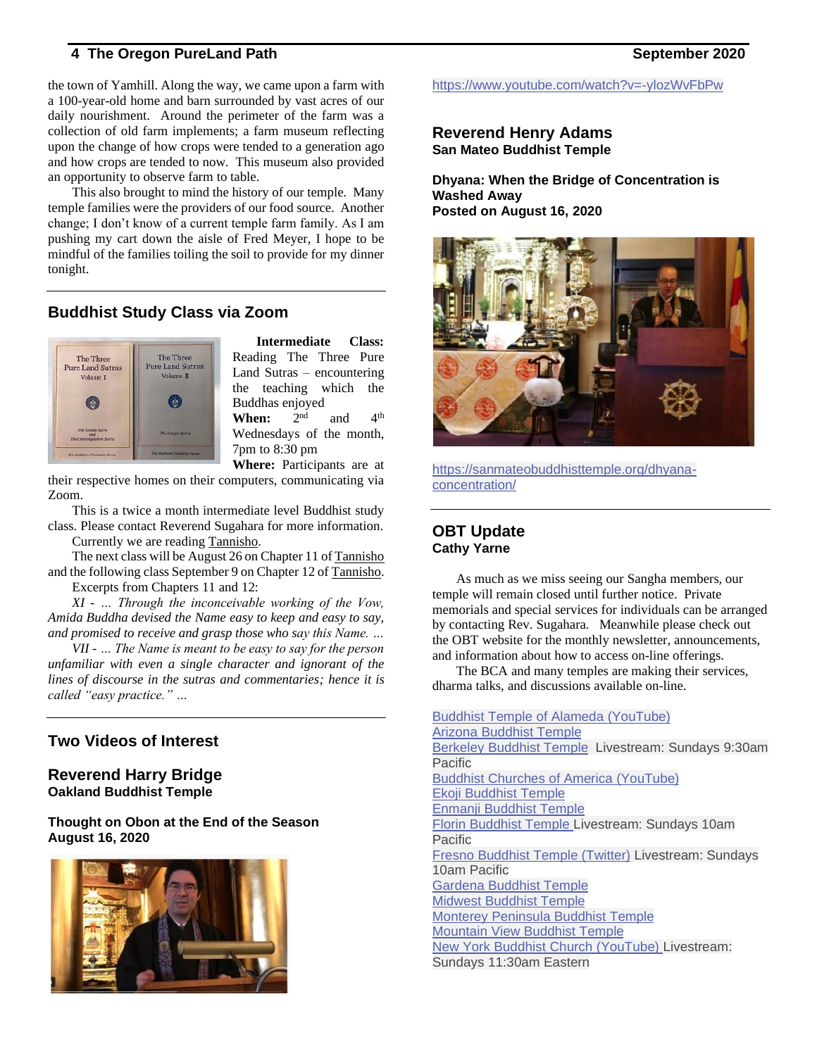the town of Yamhill. Along the way, we came upon a farm with a 100-year-old home and barn surrounded by vast acres of our daily nourishment. Around the perimeter of the farm was a collection of old farm implements; a farm museum reflecting upon the change of how crops were tended to a generation ago and how crops are tended to now. This museum also provided an opportunity to observe farm to table.

This also brought to mind the history of our temple. Many temple families were the providers of our food source. Another change; I don't know of a current temple farm family. As I am pushing my cart down the aisle of Fred Meyer, I hope to be mindful of the families toiling the soil to provide for my dinner tonight.

## Buddhist Study Class via Zoom

**Intermediate Class:** Reading The Three Pure Land Sutras – encountering the teaching which the Buddhas enjoyed

**When:** 2nd and 4th Wednesdays of the month, 7pm to 8:30 pm

**Where:** Participants are at their respective homes on their computers, communicating via Zoom.

This is a twice a month intermediate level Buddhist study class. Please contact Reverend Sugahara for more information.

Currently we are reading Tannisho.

The next class will be August 26 on Chapter 11 of Tannisho and the following class September 9 on Chapter 12 of Tannisho.

Excerpts from Chapters 11 and 12:

*XI - ... Through the inconceivable working of the Vow, Amida Buddha devised the Name easy to keep and easy to say, and promised to receive and grasp those who say this Name. ...*

*VII - ... The Name is meant to be easy to say for the person unfamiliar with even a single character and ignorant of the lines of discourse in the sutras and commentaries; hence it is called "easy practice." ...*

## Two Videos of Interest

### Reverend Harry Bridge

**Oakland Buddhist Temple**

**Thought on Obon at the End of the Season**
**August 16, 2020**

https://www.youtube.com/watch?v=-ylozWvFbPw

### Reverend Henry Adams

**San Mateo Buddhist Temple**

**Dhyana: When the Bridge of Concentration is Washed Away**
**Posted on August 16, 2020**

https://sanmateobuddhisttemple.org/dhyana-concentration/

## OBT Update

**Cathy Yarne**

As much as we miss seeing our Sangha members, our temple will remain closed until further notice. Private memorials and special services for individuals can be arranged by contacting Rev. Sugahara. Meanwhile please check out the OBT website for the monthly newsletter, announcements, and information about how to access on-line offerings.

The BCA and many temples are making their services, dharma talks, and discussions available on-line.

Buddhist Temple of Alameda (YouTube)
Arizona Buddhist Temple
Berkeley Buddhist Temple Livestream: Sundays 9:30am Pacific
Buddhist Churches of America (YouTube)
Ekoji Buddhist Temple
Enmanji Buddhist Temple
Florin Buddhist Temple Livestream: Sundays 10am Pacific
Fresno Buddhist Temple (Twitter) Livestream: Sundays 10am Pacific
Gardena Buddhist Temple
Midwest Buddhist Temple
Monterey Peninsula Buddhist Temple
Mountain View Buddhist Temple
New York Buddhist Church (YouTube) Livestream: Sundays 11:30am Eastern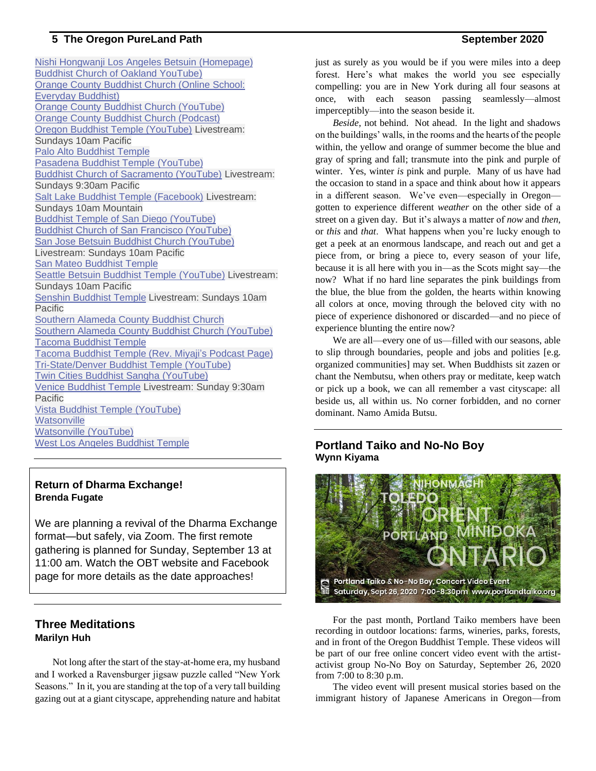Nishi Hongwanji Los Angeles Betsuin (Homepage)
Buddhist Church of Oakland YouTube)
Orange County Buddhist Church (Online School: Everyday Buddhist)
Orange County Buddhist Church (YouTube)
Orange County Buddhist Church (Podcast)
Oregon Buddhist Temple (YouTube) Livestream: Sundays 10am Pacific
Palo Alto Buddhist Temple
Pasadena Buddhist Temple (YouTube)
Buddhist Church of Sacramento (YouTube) Livestream: Sundays 9:30am Pacific
Salt Lake Buddhist Temple (Facebook) Livestream: Sundays 10am Mountain
Buddhist Temple of San Diego (YouTube)
Buddhist Church of San Francisco (YouTube)
San Jose Betsuin Buddhist Church (YouTube) Livestream: Sundays 10am Pacific
San Mateo Buddhist Temple
Seattle Betsuin Buddhist Temple (YouTube) Livestream: Sundays 10am Pacific
Senshin Buddhist Temple Livestream: Sundays 10am Pacific
Southern Alameda County Buddhist Church
Southern Alameda County Buddhist Church (YouTube)
Tacoma Buddhist Temple
Tacoma Buddhist Temple (Rev. Miyaji's Podcast Page)
Tri-State/Denver Buddhist Temple (YouTube)
Twin Cities Buddhist Sangha (YouTube)
Venice Buddhist Temple Livestream: Sunday 9:30am Pacific
Vista Buddhist Temple (YouTube)
Watsonville
Watsonville (YouTube)
West Los Angeles Buddhist Temple

---

## Return of Dharma Exchange!

**Brenda Fugate**

We are planning a revival of the Dharma Exchange format—but safely, via Zoom. The first remote gathering is planned for Sunday, September 13 at 11:00 am. Watch the OBT website and Facebook page for more details as the date approaches!

---

## Three Meditations

**Marilyn Huh**

Not long after the start of the stay-at-home era, my husband and I worked a Ravensburger jigsaw puzzle called "New York Seasons." In it, you are standing at the top of a very tall building gazing out at a giant cityscape, apprehending nature and habitat just as surely as you would be if you were miles into a deep forest. Here's what makes the world you see especially compelling: you are in New York during all four seasons at once, with each season passing seamlessly—almost imperceptibly—into the season beside it.

*Beside*, not behind. Not ahead. In the light and shadows on the buildings' walls, in the rooms and the hearts of the people within, the yellow and orange of summer become the blue and gray of spring and fall; transmute into the pink and purple of winter. Yes, winter *is* pink and purple. Many of us have had the occasion to stand in a space and think about how it appears in a different season. We've even—especially in Oregon—gotten to experience different *weather* on the other side of a street on a given day. But it's always a matter of *now* and *then*, or *this* and *that*. What happens when you're lucky enough to get a peek at an enormous landscape, and reach out and get a piece from, or bring a piece to, every season of your life, because it is all here with you in—as the Scots might say—the now? What if no hard line separates the pink buildings from the blue, the blue from the golden, the hearts within knowing all colors at once, moving through the beloved city with no piece of experience dishonored or discarded—and no piece of experience blunting the entire now?

We are all—every one of us—filled with our seasons, able to slip through boundaries, people and jobs and polities [e.g. organized communities] may set. When Buddhists sit zazen or chant the Nembutsu, when others pray or meditate, keep watch or pick up a book, we can all remember a vast cityscape: all beside us, all within us. No corner forbidden, and no corner dominant. Namo Amida Butsu.

---

## Portland Taiko and No-No Boy

**Wynn Kiyama**

NIHONMACHI TOLEDO ORIENT PORTLAND MINIDOKA ONTARIO

Portland Taiko & No-No Boy, Concert Video Event
Saturday, Sept 26, 2020 7:00–8:30pm www.portlandtaiko.org

For the past month, Portland Taiko members have been recording in outdoor locations: farms, wineries, parks, forests, and in front of the Oregon Buddhist Temple. These videos will be part of our free online concert video event with the artist-activist group No-No Boy on Saturday, September 26, 2020 from 7:00 to 8:30 p.m.

The video event will present musical stories based on the immigrant history of Japanese Americans in Oregon—from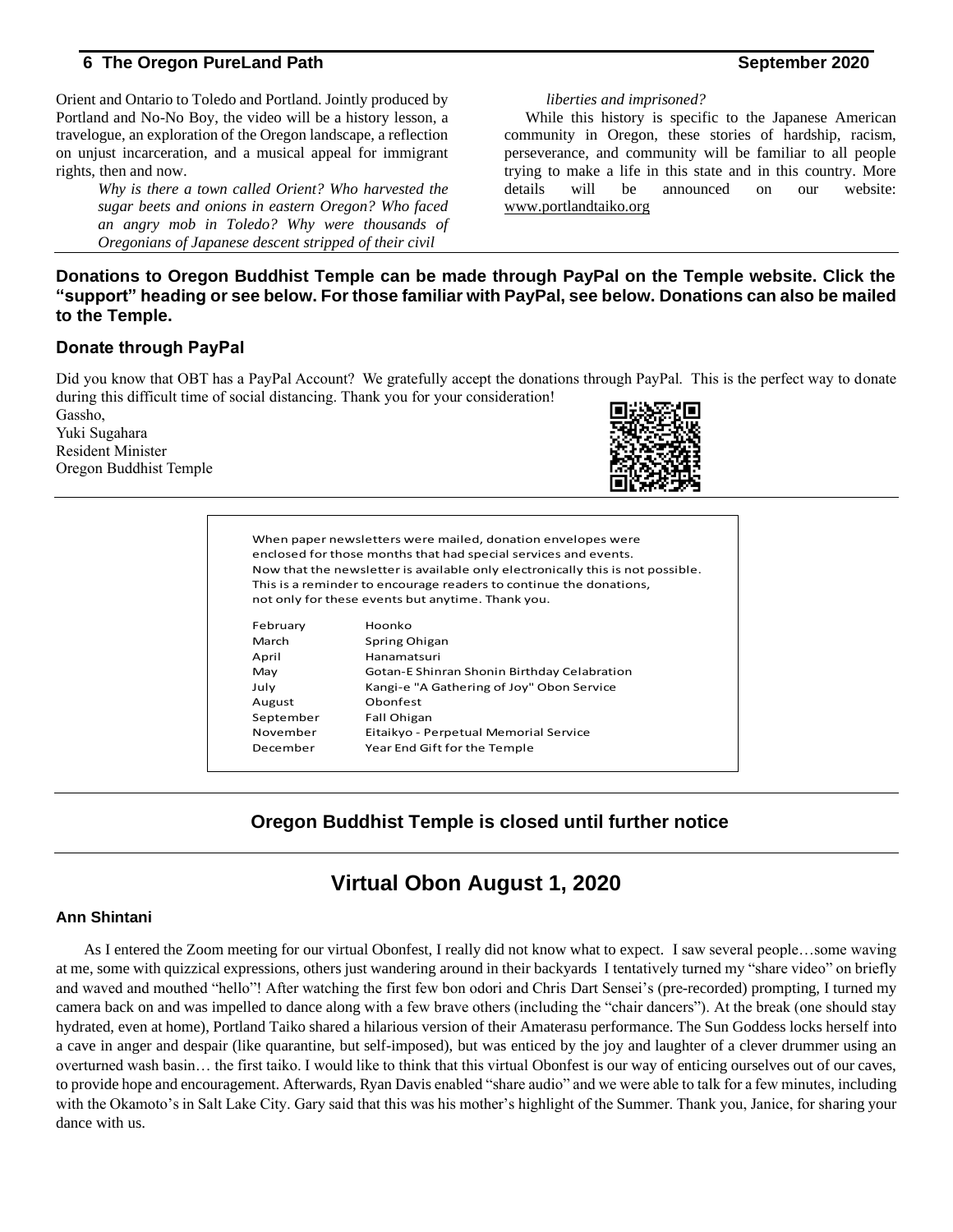Orient and Ontario to Toledo and Portland. Jointly produced by Portland and No-No Boy, the video will be a history lesson, a travelogue, an exploration of the Oregon landscape, a reflection on unjust incarceration, and a musical appeal for immigrant rights, then and now.

*Why is there a town called Orient? Who harvested the sugar beets and onions in eastern Oregon? Who faced an angry mob in Toledo? Why were thousands of Oregonians of Japanese descent stripped of their civil liberties and imprisoned?*

While this history is specific to the Japanese American community in Oregon, these stories of hardship, racism, perseverance, and community will be familiar to all people trying to make a life in this state and in this country. More details will be announced on our website: www.portlandtaiko.org

**Donations to Oregon Buddhist Temple can be made through PayPal on the Temple website. Click the "support" heading or see below. For those familiar with PayPal, see below. Donations can also be mailed to the Temple.**

### Donate through PayPal

Did you know that OBT has a PayPal Account? We gratefully accept the donations through PayPal. This is the perfect way to donate during this difficult time of social distancing. Thank you for your consideration!

Gassho,
Yuki Sugahara
Resident Minister
Oregon Buddhist Temple

When paper newsletters were mailed, donation envelopes were enclosed for those months that had special services and events. Now that the newsletter is available only electronically this is not possible. This is a reminder to encourage readers to continue the donations, not only for these events but anytime. Thank you.

| | |
|---|---|
| February | Hoonko |
| March | Spring Ohigan |
| April | Hanamatsuri |
| May | Gotan-E Shinran Shonin Birthday Celabration |
| July | Kangi-e "A Gathering of Joy" Obon Service |
| August | Obonfest |
| September | Fall Ohigan |
| November | Eitaikyo - Perpetual Memorial Service |
| December | Year End Gift for the Temple |

## Oregon Buddhist Temple is closed until further notice

## Virtual Obon August 1, 2020

**Ann Shintani**

As I entered the Zoom meeting for our virtual Obonfest, I really did not know what to expect. I saw several people…some waving at me, some with quizzical expressions, others just wandering around in their backyards I tentatively turned my "share video" on briefly and waved and mouthed "hello"! After watching the first few bon odori and Chris Dart Sensei's (pre-recorded) prompting, I turned my camera back on and was impelled to dance along with a few brave others (including the "chair dancers"). At the break (one should stay hydrated, even at home), Portland Taiko shared a hilarious version of their Amaterasu performance. The Sun Goddess locks herself into a cave in anger and despair (like quarantine, but self-imposed), but was enticed by the joy and laughter of a clever drummer using an overturned wash basin… the first taiko. I would like to think that this virtual Obonfest is our way of enticing ourselves out of our caves, to provide hope and encouragement. Afterwards, Ryan Davis enabled "share audio" and we were able to talk for a few minutes, including with the Okamoto's in Salt Lake City. Gary said that this was his mother's highlight of the Summer. Thank you, Janice, for sharing your dance with us.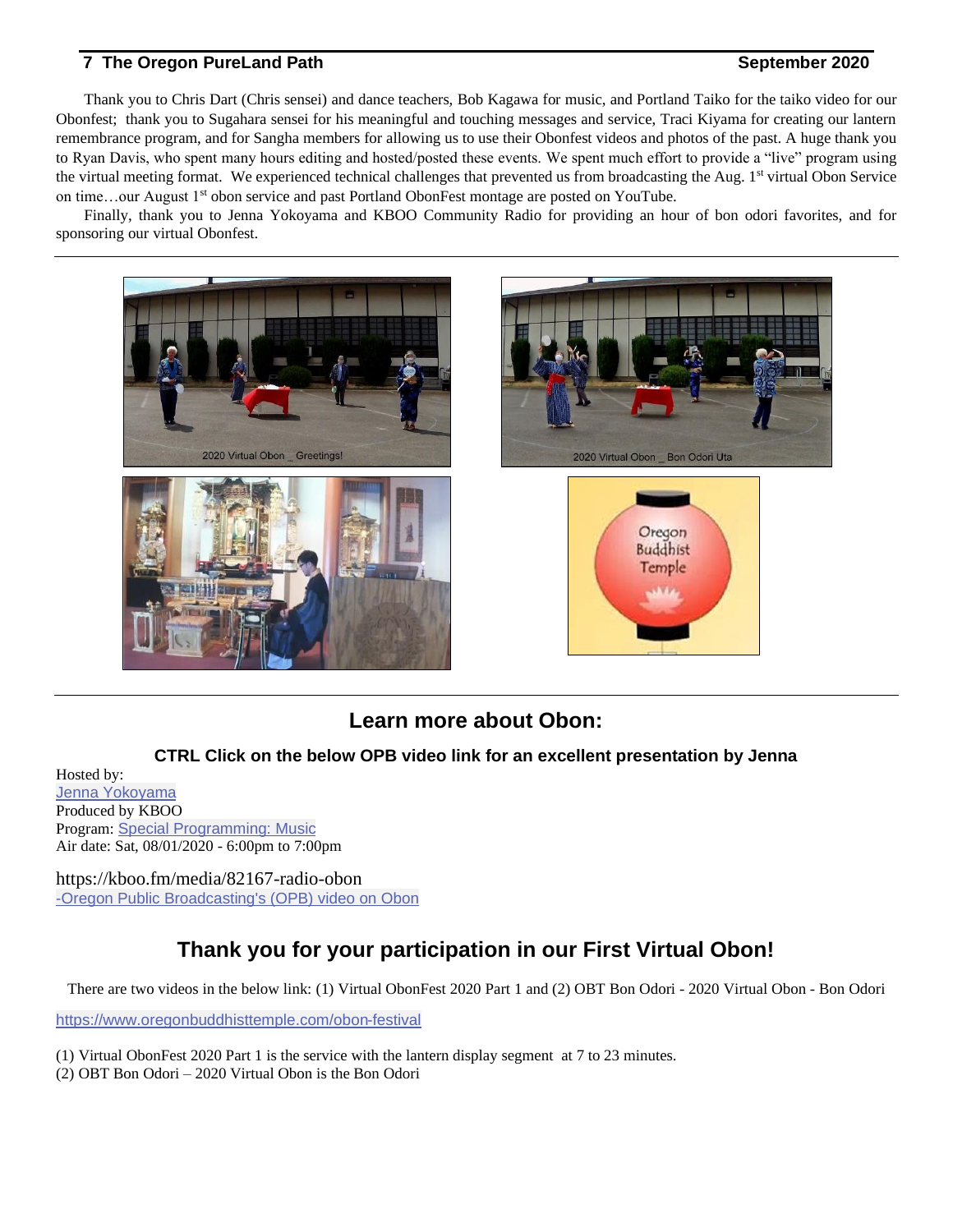Thank you to Chris Dart (Chris sensei) and dance teachers, Bob Kagawa for music, and Portland Taiko for the taiko video for our Obonfest; thank you to Sugahara sensei for his meaningful and touching messages and service, Traci Kiyama for creating our lantern remembrance program, and for Sangha members for allowing us to use their Obonfest videos and photos of the past. A huge thank you to Ryan Davis, who spent many hours editing and hosted/posted these events. We spent much effort to provide a "live" program using the virtual meeting format. We experienced technical challenges that prevented us from broadcasting the Aug. 1st virtual Obon Service on time…our August 1st obon service and past Portland ObonFest montage are posted on YouTube.

Finally, thank you to Jenna Yokoyama and KBOO Community Radio for providing an hour of bon odori favorites, and for sponsoring our virtual Obonfest.

2020 Virtual Obon _ Greetings!

2020 Virtual Obon _ Bon Odori Uta

Oregon Buddhist Temple

## Learn more about Obon:

**CTRL Click on the below OPB video link for an excellent presentation by Jenna**

Hosted by:
[Jenna Yokoyama]
Produced by KBOO
Program: [Special Programming: Music]
Air date: Sat, 08/01/2020 - 6:00pm to 7:00pm

https://kboo.fm/media/82167-radio-obon
[-Oregon Public Broadcasting's (OPB) video on Obon]

## Thank you for your participation in our First Virtual Obon!

There are two videos in the below link: (1) Virtual ObonFest 2020 Part 1 and (2) OBT Bon Odori - 2020 Virtual Obon - Bon Odori

https://www.oregonbuddhisttemple.com/obon-festival

(1) Virtual ObonFest 2020 Part 1 is the service with the lantern display segment at 7 to 23 minutes.
(2) OBT Bon Odori – 2020 Virtual Obon is the Bon Odori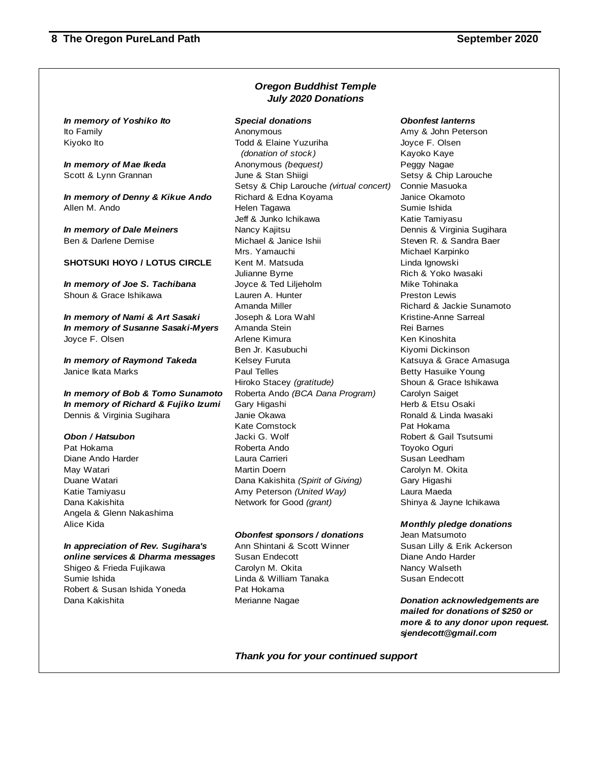## *Oregon Buddhist Temple*
## *July 2020 Donations*

***In memory of Yoshiko Ito***
Ito Family
Kiyoko Ito

***In memory of Mae Ikeda***
Scott & Lynn Grannan

***In memory of Denny & Kikue Ando***
Allen M. Ando

***In memory of Dale Meiners***
Ben & Darlene Demise

**SHOTSUKI HOYO / LOTUS CIRCLE**

***In memory of Joe S. Tachibana***
Shoun & Grace Ishikawa

***In memory of Nami & Art Sasaki***
***In memory of Susanne Sasaki-Myers***
Joyce F. Olsen

***In memory of Raymond Takeda***
Janice Ikata Marks

***In memory of Bob & Tomo Sunamoto***
***In memory of Richard & Fujiko Izumi***
Dennis & Virginia Sugihara

***Obon / Hatsubon***
Pat Hokama
Diane Ando Harder
May Watari
Duane Watari
Katie Tamiyasu
Dana Kakishita
Angela & Glenn Nakashima
Alice Kida

***In appreciation of Rev. Sugihara's online services & Dharma messages***
Shigeo & Frieda Fujikawa
Sumie Ishida
Robert & Susan Ishida Yoneda
Dana Kakishita

***Special donations***
Anonymous
Todd & Elaine Yuzuriha *(donation of stock)*
Anonymous *(bequest)*
June & Stan Shiigi
Setsy & Chip Larouche *(virtual concert)*
Richard & Edna Koyama
Helen Tagawa
Jeff & Junko Ichikawa
Nancy Kajitsu
Michael & Janice Ishii
Mrs. Yamauchi
Kent M. Matsuda
Julianne Byrne
Joyce & Ted Liljeholm
Lauren A. Hunter
Amanda Miller
Joseph & Lora Wahl
Amanda Stein
Arlene Kimura
Ben Jr. Kasubuchi
Kelsey Furuta
Paul Telles
Hiroko Stacey *(gratitude)*
Roberta Ando *(BCA Dana Program)*
Gary Higashi
Janie Okawa
Kate Comstock
Jacki G. Wolf
Roberta Ando
Laura Carrieri
Martin Doern
Dana Kakishita *(Spirit of Giving)*
Amy Peterson *(United Way)*
Network for Good *(grant)*

***Obonfest sponsors / donations***
Ann Shintani & Scott Winner
Susan Endecott
Carolyn M. Okita
Linda & William Tanaka
Pat Hokama
Merianne Nagae

***Obonfest lanterns***
Amy & John Peterson
Joyce F. Olsen
Kayoko Kaye
Peggy Nagae
Setsy & Chip Larouche
Connie Masuoka
Janice Okamoto
Sumie Ishida
Katie Tamiyasu
Dennis & Virginia Sugihara
Steven R. & Sandra Baer
Michael Karpinko
Linda Ignowski
Rich & Yoko Iwasaki
Mike Tohinaka
Preston Lewis
Richard & Jackie Sunamoto
Kristine-Anne Sarreal
Rei Barnes
Ken Kinoshita
Kiyomi Dickinson
Katsuya & Grace Amasuga
Betty Hasuike Young
Shoun & Grace Ishikawa
Carolyn Saiget
Herb & Etsu Osaki
Ronald & Linda Iwasaki
Pat Hokama
Robert & Gail Tsutsumi
Toyoko Oguri
Susan Leedham
Carolyn M. Okita
Gary Higashi
Laura Maeda
Shinya & Jayne Ichikawa

***Monthly pledge donations***
Jean Matsumoto
Susan Lilly & Erik Ackerson
Diane Ando Harder
Nancy Walseth
Susan Endecott

***Donation acknowledgements are mailed for donations of $250 or more & to any donor upon request. sjendecott@gmail.com***

***Thank you for your continued support***